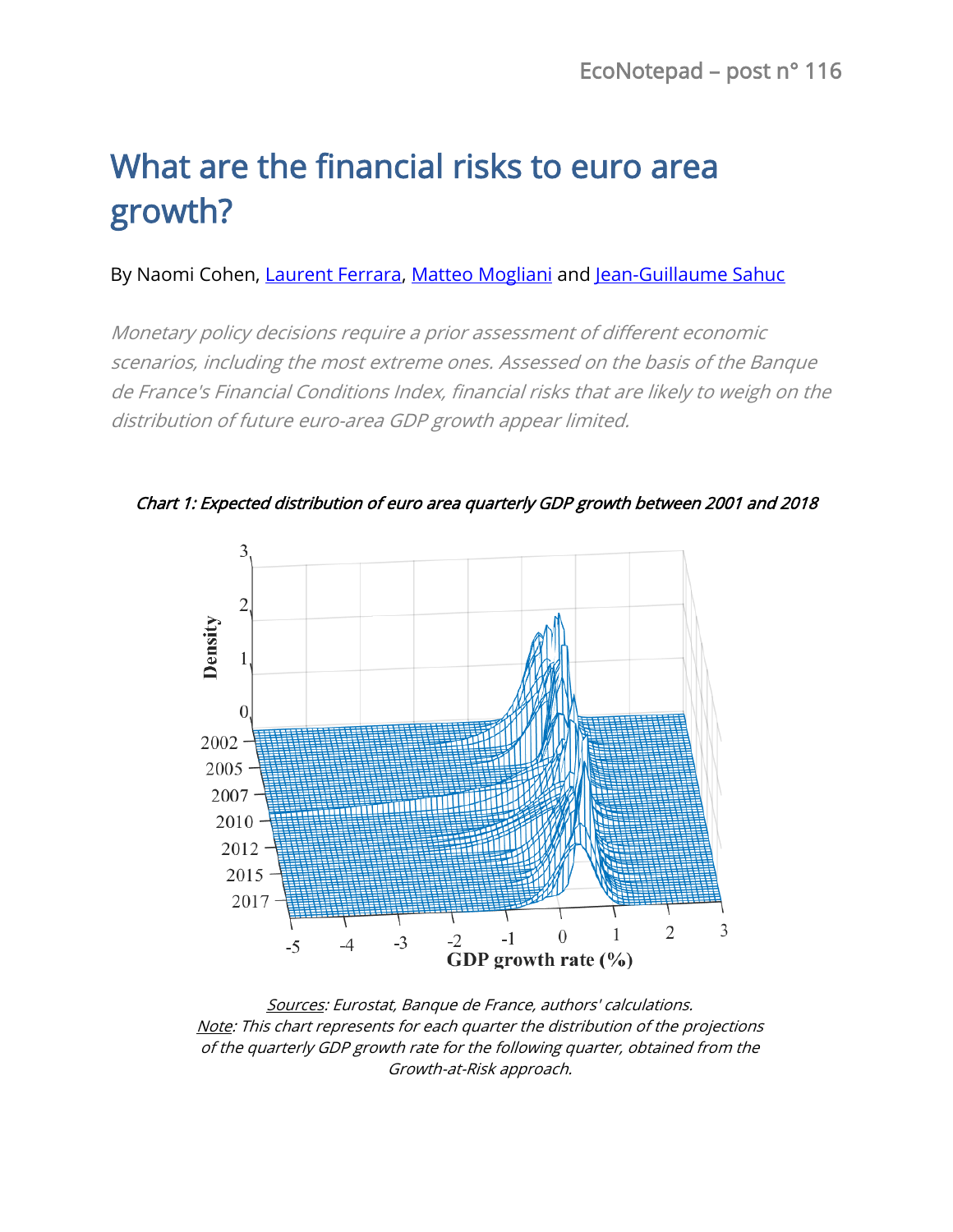EcoNotepad – post n° 116

# What are the financial risks to euro area growth?

By Naomi Cohen, Laurent Ferrara, Matteo Mogliani and Jean-Guillaume Sahuc

*Monetary policy decisions require a prior assessment of different economic scenarios, including the most extreme ones. Assessed on the basis of the Banque de France's Financial Conditions Index, financial risks that are likely to weigh on the distribution of future euro-area GDP growth appear limited.*

*Chart 1: Expected distribution of euro area quarterly GDP growth between 2001 and 2018*

*Sources: Eurostat, Banque de France, authors' calculations.*
*Note: This chart represents for each quarter the distribution of the projections of the quarterly GDP growth rate for the following quarter, obtained from the Growth-at-Risk approach.*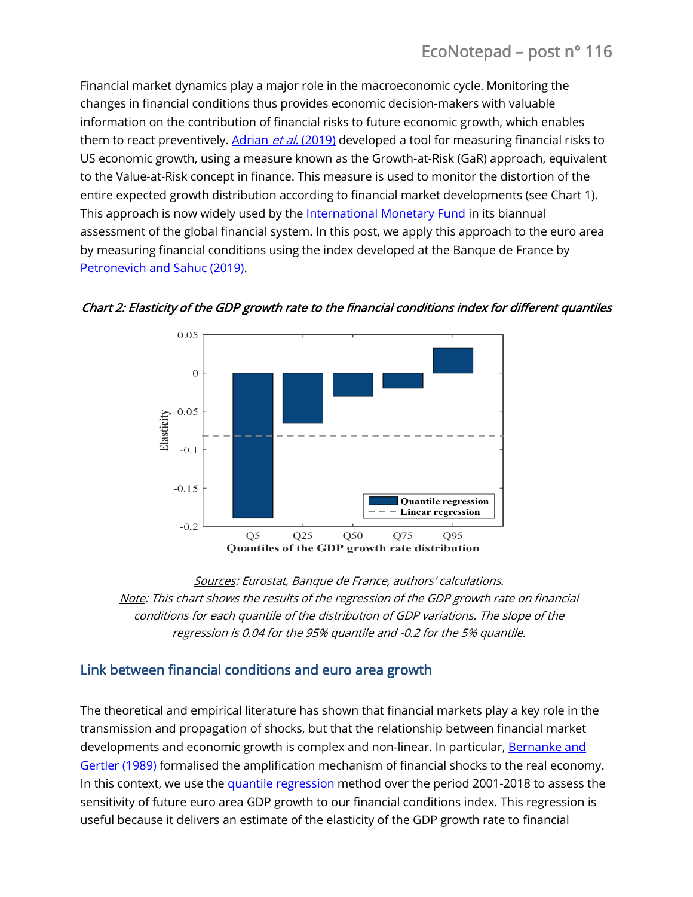Financial market dynamics play a major role in the macroeconomic cycle. Monitoring the changes in financial conditions thus provides economic decision-makers with valuable information on the contribution of financial risks to future economic growth, which enables them to react preventively. Adrian *et al.* (2019) developed a tool for measuring financial risks to US economic growth, using a measure known as the Growth-at-Risk (GaR) approach, equivalent to the Value-at-Risk concept in finance. This measure is used to monitor the distortion of the entire expected growth distribution according to financial market developments (see Chart 1). This approach is now widely used by the International Monetary Fund in its biannual assessment of the global financial system. In this post, we apply this approach to the euro area by measuring financial conditions using the index developed at the Banque de France by Petronevich and Sahuc (2019).

*Chart 2: Elasticity of the GDP growth rate to the financial conditions index for different quantiles*

*Sources: Eurostat, Banque de France, authors' calculations.*
*Note: This chart shows the results of the regression of the GDP growth rate on financial conditions for each quantile of the distribution of GDP variations. The slope of the regression is 0.04 for the 95% quantile and -0.2 for the 5% quantile.*

## Link between financial conditions and euro area growth

The theoretical and empirical literature has shown that financial markets play a key role in the transmission and propagation of shocks, but that the relationship between financial market developments and economic growth is complex and non-linear. In particular, Bernanke and Gertler (1989) formalised the amplification mechanism of financial shocks to the real economy. In this context, we use the quantile regression method over the period 2001-2018 to assess the sensitivity of future euro area GDP growth to our financial conditions index. This regression is useful because it delivers an estimate of the elasticity of the GDP growth rate to financial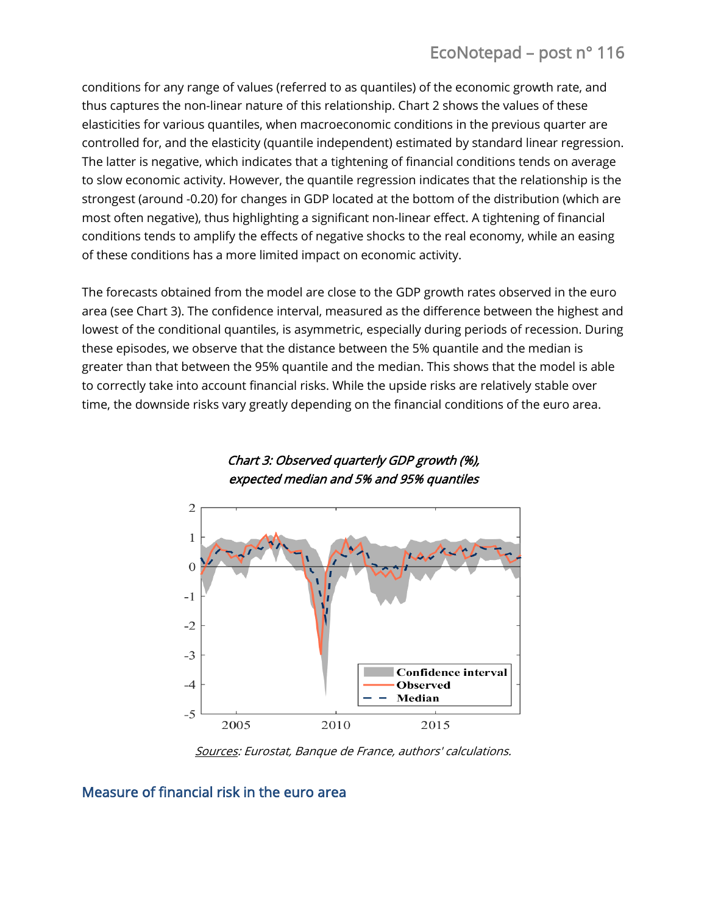conditions for any range of values (referred to as quantiles) of the economic growth rate, and thus captures the non-linear nature of this relationship. Chart 2 shows the values of these elasticities for various quantiles, when macroeconomic conditions in the previous quarter are controlled for, and the elasticity (quantile independent) estimated by standard linear regression. The latter is negative, which indicates that a tightening of financial conditions tends on average to slow economic activity. However, the quantile regression indicates that the relationship is the strongest (around -0.20) for changes in GDP located at the bottom of the distribution (which are most often negative), thus highlighting a significant non-linear effect. A tightening of financial conditions tends to amplify the effects of negative shocks to the real economy, while an easing of these conditions has a more limited impact on economic activity.

The forecasts obtained from the model are close to the GDP growth rates observed in the euro area (see Chart 3). The confidence interval, measured as the difference between the highest and lowest of the conditional quantiles, is asymmetric, especially during periods of recession. During these episodes, we observe that the distance between the 5% quantile and the median is greater than that between the 95% quantile and the median. This shows that the model is able to correctly take into account financial risks. While the upside risks are relatively stable over time, the downside risks vary greatly depending on the financial conditions of the euro area.

*Chart 3: Observed quarterly GDP growth (%), expected median and 5% and 95% quantiles*

*Sources: Eurostat, Banque de France, authors' calculations.*

## Measure of financial risk in the euro area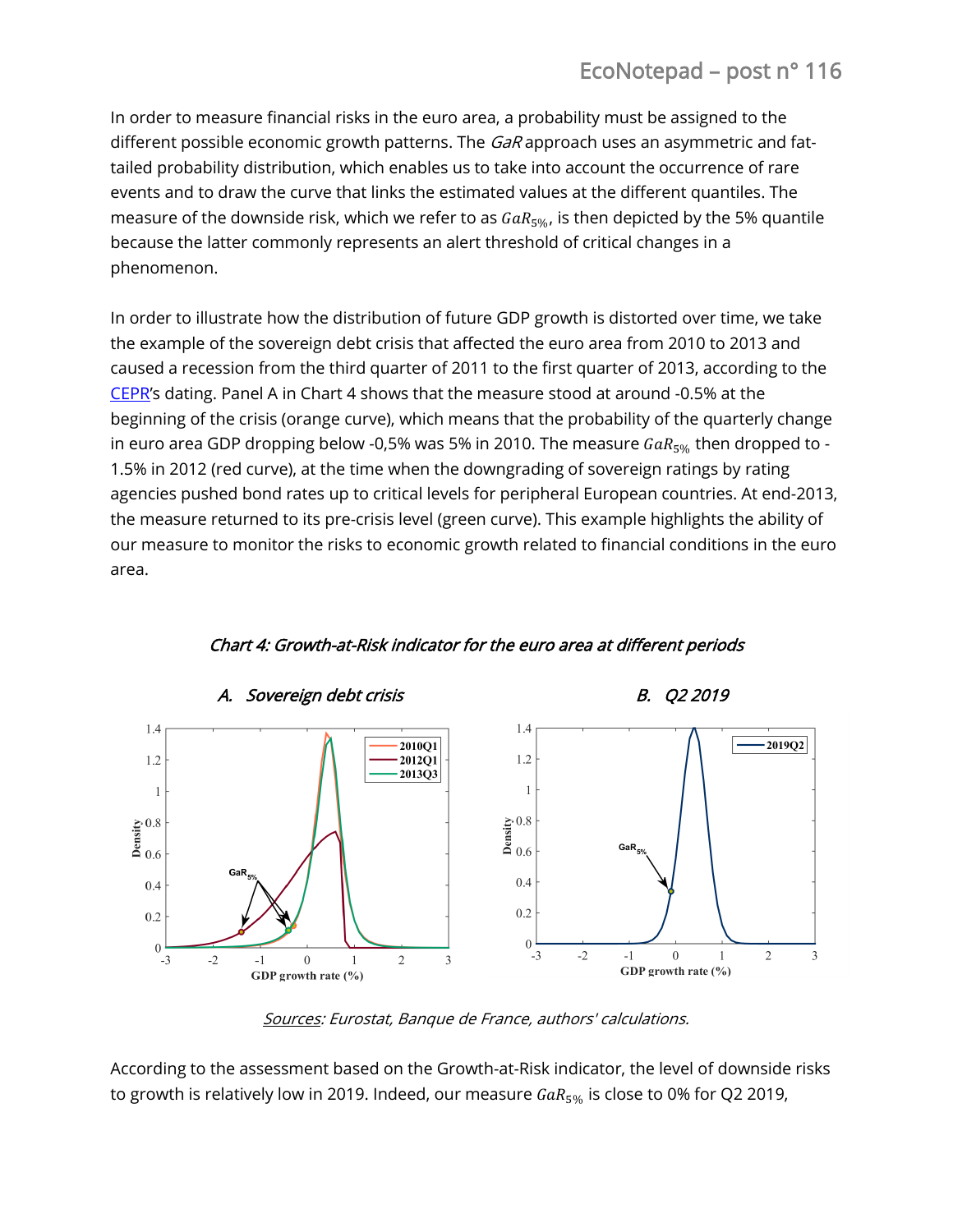In order to measure financial risks in the euro area, a probability must be assigned to the different possible economic growth patterns. The *GaR* approach uses an asymmetric and fat-tailed probability distribution, which enables us to take into account the occurrence of rare events and to draw the curve that links the estimated values at the different quantiles. The measure of the downside risk, which we refer to as $GaR_{5\%}$, is then depicted by the 5% quantile because the latter commonly represents an alert threshold of critical changes in a phenomenon.

In order to illustrate how the distribution of future GDP growth is distorted over time, we take the example of the sovereign debt crisis that affected the euro area from 2010 to 2013 and caused a recession from the third quarter of 2011 to the first quarter of 2013, according to the CEPR's dating. Panel A in Chart 4 shows that the measure stood at around -0.5% at the beginning of the crisis (orange curve), which means that the probability of the quarterly change in euro area GDP dropping below -0,5% was 5% in 2010. The measure $GaR_{5\%}$ then dropped to -1.5% in 2012 (red curve), at the time when the downgrading of sovereign ratings by rating agencies pushed bond rates up to critical levels for peripheral European countries. At end-2013, the measure returned to its pre-crisis level (green curve). This example highlights the ability of our measure to monitor the risks to economic growth related to financial conditions in the euro area.

*Chart 4: Growth-at-Risk indicator for the euro area at different periods*

*A. Sovereign debt crisis*

*B. Q2 2019*

*Sources: Eurostat, Banque de France, authors' calculations.*

According to the assessment based on the Growth-at-Risk indicator, the level of downside risks to growth is relatively low in 2019. Indeed, our measure $GaR_{5\%}$ is close to 0% for Q2 2019,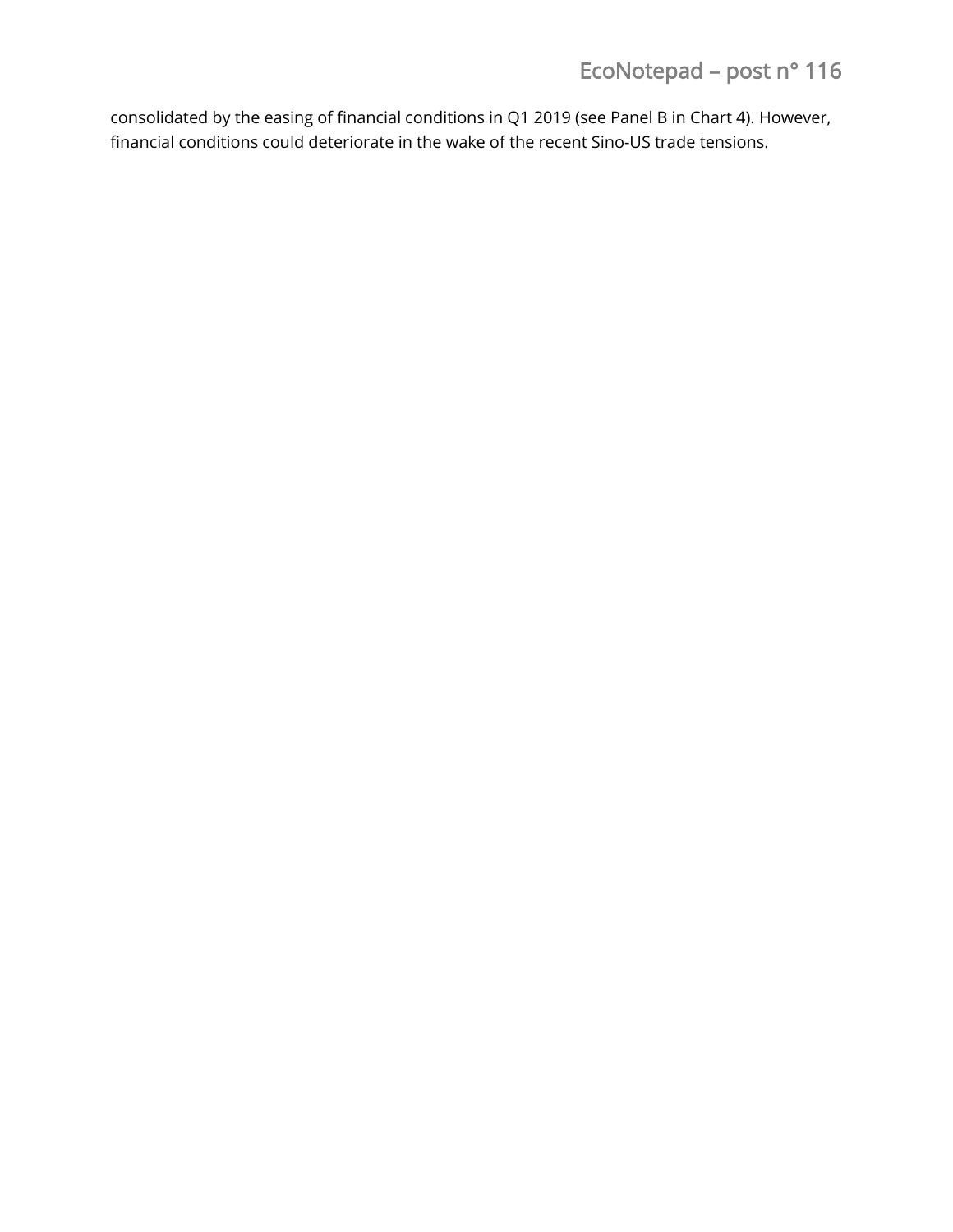consolidated by the easing of financial conditions in Q1 2019 (see Panel B in Chart 4). However, financial conditions could deteriorate in the wake of the recent Sino-US trade tensions.